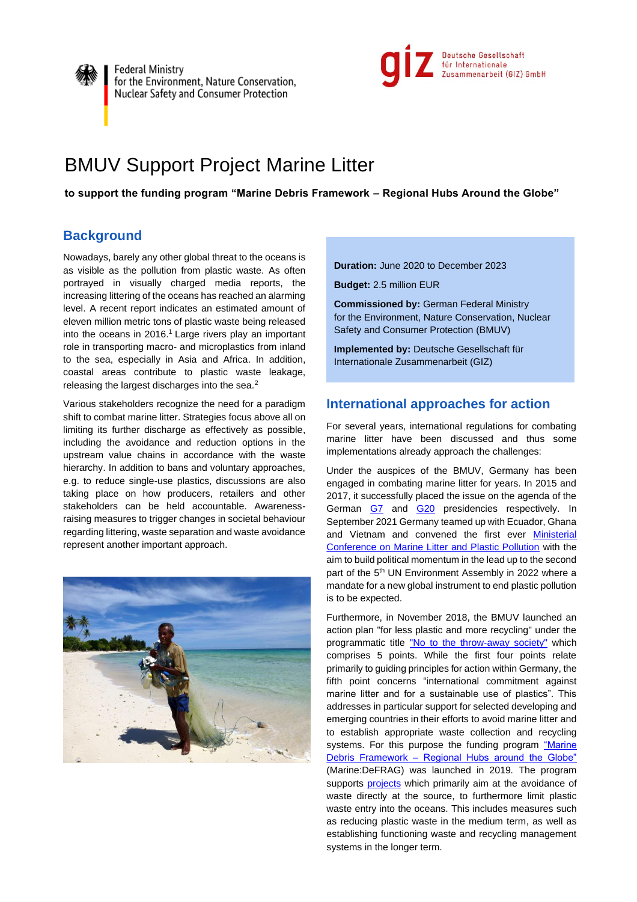Federal Ministry for the Environment, Nature Conservation, Nuclear Safety and Consumer Protection

giz Deutsche Gesellschaft für Internationale Zusammenarbeit (GIZ) GmbH

# BMUV Support Project Marine Litter

**to support the funding program "Marine Debris Framework – Regional Hubs Around the Globe"**

## Background

Nowadays, barely any other global threat to the oceans is as visible as the pollution from plastic waste. As often portrayed in visually charged media reports, the increasing littering of the oceans has reached an alarming level. A recent report indicates an estimated amount of eleven million metric tons of plastic waste being released into the oceans in 2016.[1] Large rivers play an important role in transporting macro- and microplastics from inland to the sea, especially in Asia and Africa. In addition, coastal areas contribute to plastic waste leakage, releasing the largest discharges into the sea.[2]

Various stakeholders recognize the need for a paradigm shift to combat marine litter. Strategies focus above all on limiting its further discharge as effectively as possible, including the avoidance and reduction options in the upstream value chains in accordance with the waste hierarchy. In addition to bans and voluntary approaches, e.g. to reduce single-use plastics, discussions are also taking place on how producers, retailers and other stakeholders can be held accountable. Awareness-raising measures to trigger changes in societal behaviour regarding littering, waste separation and waste avoidance represent another important approach.

**Duration:** June 2020 to December 2023

**Budget:** 2.5 million EUR

**Commissioned by:** German Federal Ministry for the Environment, Nature Conservation, Nuclear Safety and Consumer Protection (BMUV)

**Implemented by:** Deutsche Gesellschaft für Internationale Zusammenarbeit (GIZ)

## International approaches for action

For several years, international regulations for combating marine litter have been discussed and thus some implementations already approach the challenges:

Under the auspices of the BMUV, Germany has been engaged in combating marine litter for years. In 2015 and 2017, it successfully placed the issue on the agenda of the German G7 and G20 presidencies respectively. In September 2021 Germany teamed up with Ecuador, Ghana and Vietnam and convened the first ever Ministerial Conference on Marine Litter and Plastic Pollution with the aim to build political momentum in the lead up to the second part of the 5th UN Environment Assembly in 2022 where a mandate for a new global instrument to end plastic pollution is to be expected.

Furthermore, in November 2018, the BMUV launched an action plan "for less plastic and more recycling" under the programmatic title "No to the throw-away society" which comprises 5 points. While the first four points relate primarily to guiding principles for action within Germany, the fifth point concerns "international commitment against marine litter and for a sustainable use of plastics". This addresses in particular support for selected developing and emerging countries in their efforts to avoid marine litter and to establish appropriate waste collection and recycling systems. For this purpose the funding program "Marine Debris Framework – Regional Hubs around the Globe" (Marine:DeFRAG) was launched in 2019. The program supports projects which primarily aim at the avoidance of waste directly at the source, to furthermore limit plastic waste entry into the oceans. This includes measures such as reducing plastic waste in the medium term, as well as establishing functioning waste and recycling management systems in the longer term.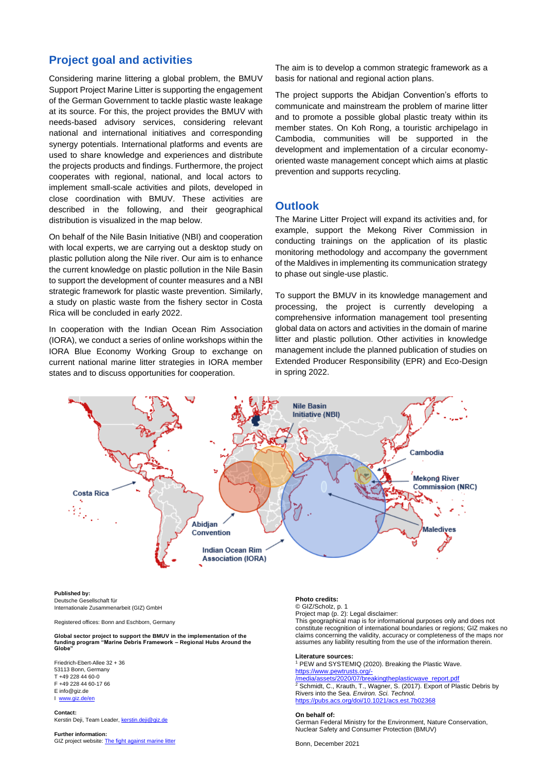## Project goal and activities

Considering marine littering a global problem, the BMUV Support Project Marine Litter is supporting the engagement of the German Government to tackle plastic waste leakage at its source. For this, the project provides the BMUV with needs-based advisory services, considering relevant national and international initiatives and corresponding synergy potentials. International platforms and events are used to share knowledge and experiences and distribute the projects products and findings. Furthermore, the project cooperates with regional, national, and local actors to implement small-scale activities and pilots, developed in close coordination with BMUV. These activities are described in the following, and their geographical distribution is visualized in the map below.

On behalf of the Nile Basin Initiative (NBI) and cooperation with local experts, we are carrying out a desktop study on plastic pollution along the Nile river. Our aim is to enhance the current knowledge on plastic pollution in the Nile Basin to support the development of counter measures and a NBI strategic framework for plastic waste prevention. Similarly, a study on plastic waste from the fishery sector in Costa Rica will be concluded in early 2022.

In cooperation with the Indian Ocean Rim Association (IORA), we conduct a series of online workshops within the IORA Blue Economy Working Group to exchange on current national marine litter strategies in IORA member states and to discuss opportunities for cooperation.

The aim is to develop a common strategic framework as a basis for national and regional action plans.

The project supports the Abidjan Convention's efforts to communicate and mainstream the problem of marine litter and to promote a possible global plastic treaty within its member states. On Koh Rong, a touristic archipelago in Cambodia, communities will be supported in the development and implementation of a circular economy-oriented waste management concept which aims at plastic prevention and supports recycling.

## Outlook

The Marine Litter Project will expand its activities and, for example, support the Mekong River Commission in conducting trainings on the application of its plastic monitoring methodology and accompany the government of the Maldives in implementing its communication strategy to phase out single-use plastic.

To support the BMUV in its knowledge management and processing, the project is currently developing a comprehensive information management tool presenting global data on actors and activities in the domain of marine litter and plastic pollution. Other activities in knowledge management include the planned publication of studies on Extended Producer Responsibility (EPR) and Eco-Design in spring 2022.

Nile Basin Initiative (NBI)
Cambodia
Mekong River Commission (NRC)
Costa Rica
Maledives
Abidjan Convention
Indian Ocean Rim Association (IORA)

**Published by:**
Deutsche Gesellschaft für Internationale Zusammenarbeit (GIZ) GmbH

Registered offices: Bonn and Eschborn, Germany

**Global sector project to support the BMUV in the implementation of the funding program "Marine Debris Framework – Regional Hubs Around the Globe"**

Friedrich-Ebert-Allee 32 + 36
53113 Bonn, Germany
T +49 228 44 60-0
F +49 228 44 60-17 66
E info@giz.de
I www.giz.de/en

**Contact:**
Kerstin Deji, Team Leader, kerstin.deji@giz.de

**Further information:**
GIZ project website: The fight against marine litter

**Photo credits:**
© GIZ/Scholz, p. 1
Project map (p. 2): Legal disclaimer:
This geographical map is for informational purposes only and does not constitute recognition of international boundaries or regions; GIZ makes no claims concerning the validity, accuracy or completeness of the maps nor assumes any liability resulting from the use of the information therein.

**Literature sources:**
[1] PEW and SYSTEMIQ (2020). Breaking the Plastic Wave. https://www.pewtrusts.org/-/media/assets/2020/07/breakingtheplasticwave_report.pdf
[2] Schmidt, C., Krauth, T., Wagner, S. (2017). Export of Plastic Debris by Rivers into the Sea. *Environ. Sci. Technol.* https://pubs.acs.org/doi/10.1021/acs.est.7b02368

**On behalf of:**
German Federal Ministry for the Environment, Nature Conservation, Nuclear Safety and Consumer Protection (BMUV)

Bonn, December 2021